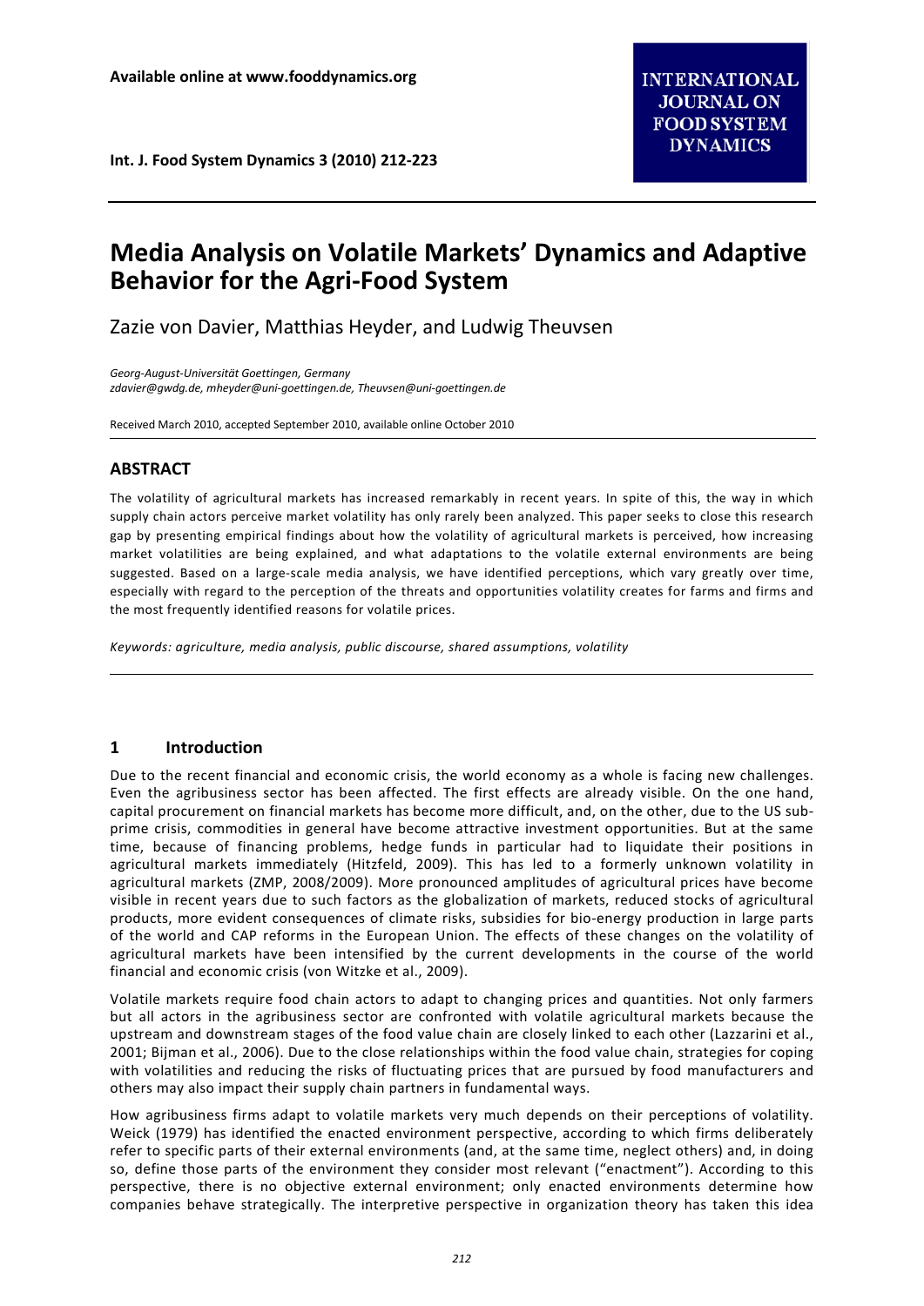# Media Analysis on Volatile Markets' Dynamics and Adaptive Behavior for the Agri-Food System

Zazie von Davier, Matthias Heyder, and Ludwig Theuvsen

*Georg-August-Universität Goettingen, Germany*
*zdavier@gwdg.de, mheyder@uni-goettingen.de, Theuvsen@uni-goettingen.de*

Received March 2010, accepted September 2010, available online October 2010

## ABSTRACT

The volatility of agricultural markets has increased remarkably in recent years. In spite of this, the way in which supply chain actors perceive market volatility has only rarely been analyzed. This paper seeks to close this research gap by presenting empirical findings about how the volatility of agricultural markets is perceived, how increasing market volatilities are being explained, and what adaptations to the volatile external environments are being suggested. Based on a large-scale media analysis, we have identified perceptions, which vary greatly over time, especially with regard to the perception of the threats and opportunities volatility creates for farms and firms and the most frequently identified reasons for volatile prices.

*Keywords: agriculture, media analysis, public discourse, shared assumptions, volatility*

## 1 Introduction

Due to the recent financial and economic crisis, the world economy as a whole is facing new challenges. Even the agribusiness sector has been affected. The first effects are already visible. On the one hand, capital procurement on financial markets has become more difficult, and, on the other, due to the US sub-prime crisis, commodities in general have become attractive investment opportunities. But at the same time, because of financing problems, hedge funds in particular had to liquidate their positions in agricultural markets immediately (Hitzfeld, 2009). This has led to a formerly unknown volatility in agricultural markets (ZMP, 2008/2009). More pronounced amplitudes of agricultural prices have become visible in recent years due to such factors as the globalization of markets, reduced stocks of agricultural products, more evident consequences of climate risks, subsidies for bio-energy production in large parts of the world and CAP reforms in the European Union. The effects of these changes on the volatility of agricultural markets have been intensified by the current developments in the course of the world financial and economic crisis (von Witzke et al., 2009).

Volatile markets require food chain actors to adapt to changing prices and quantities. Not only farmers but all actors in the agribusiness sector are confronted with volatile agricultural markets because the upstream and downstream stages of the food value chain are closely linked to each other (Lazzarini et al., 2001; Bijman et al., 2006). Due to the close relationships within the food value chain, strategies for coping with volatilities and reducing the risks of fluctuating prices that are pursued by food manufacturers and others may also impact their supply chain partners in fundamental ways.

How agribusiness firms adapt to volatile markets very much depends on their perceptions of volatility. Weick (1979) has identified the enacted environment perspective, according to which firms deliberately refer to specific parts of their external environments (and, at the same time, neglect others) and, in doing so, define those parts of the environment they consider most relevant ("enactment"). According to this perspective, there is no objective external environment; only enacted environments determine how companies behave strategically. The interpretive perspective in organization theory has taken this idea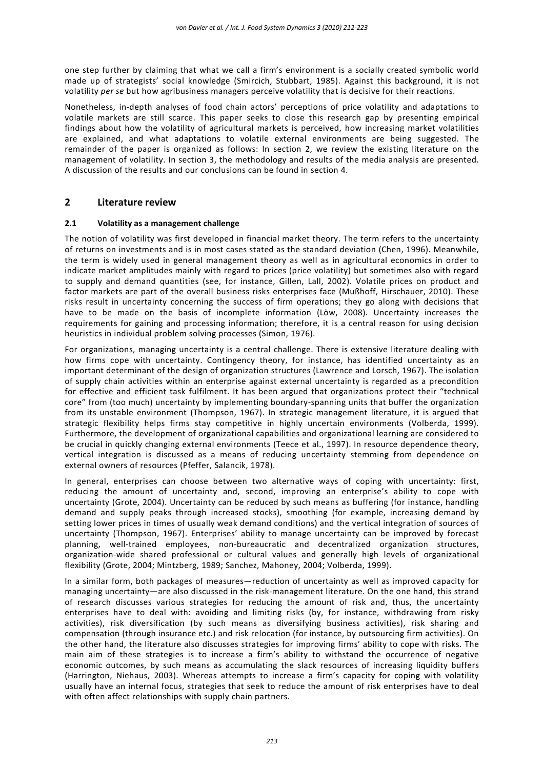one step further by claiming that what we call a firm's environment is a socially created symbolic world made up of strategists' social knowledge (Smircich, Stubbart, 1985). Against this background, it is not volatility *per se* but how agribusiness managers perceive volatility that is decisive for their reactions.

Nonetheless, in-depth analyses of food chain actors' perceptions of price volatility and adaptations to volatile markets are still scarce. This paper seeks to close this research gap by presenting empirical findings about how the volatility of agricultural markets is perceived, how increasing market volatilities are explained, and what adaptations to volatile external environments are being suggested. The remainder of the paper is organized as follows: In section 2, we review the existing literature on the management of volatility. In section 3, the methodology and results of the media analysis are presented. A discussion of the results and our conclusions can be found in section 4.

## 2 Literature review

### 2.1 Volatility as a management challenge

The notion of volatility was first developed in financial market theory. The term refers to the uncertainty of returns on investments and is in most cases stated as the standard deviation (Chen, 1996). Meanwhile, the term is widely used in general management theory as well as in agricultural economics in order to indicate market amplitudes mainly with regard to prices (price volatility) but sometimes also with regard to supply and demand quantities (see, for instance, Gillen, Lall, 2002). Volatile prices on product and factor markets are part of the overall business risks enterprises face (Mußhoff, Hirschauer, 2010). These risks result in uncertainty concerning the success of firm operations; they go along with decisions that have to be made on the basis of incomplete information (Löw, 2008). Uncertainty increases the requirements for gaining and processing information; therefore, it is a central reason for using decision heuristics in individual problem solving processes (Simon, 1976).

For organizations, managing uncertainty is a central challenge. There is extensive literature dealing with how firms cope with uncertainty. Contingency theory, for instance, has identified uncertainty as an important determinant of the design of organization structures (Lawrence and Lorsch, 1967). The isolation of supply chain activities within an enterprise against external uncertainty is regarded as a precondition for effective and efficient task fulfilment. It has been argued that organizations protect their "technical core" from (too much) uncertainty by implementing boundary-spanning units that buffer the organization from its unstable environment (Thompson, 1967). In strategic management literature, it is argued that strategic flexibility helps firms stay competitive in highly uncertain environments (Volberda, 1999). Furthermore, the development of organizational capabilities and organizational learning are considered to be crucial in quickly changing external environments (Teece et al., 1997). In resource dependence theory, vertical integration is discussed as a means of reducing uncertainty stemming from dependence on external owners of resources (Pfeffer, Salancik, 1978).

In general, enterprises can choose between two alternative ways of coping with uncertainty: first, reducing the amount of uncertainty and, second, improving an enterprise's ability to cope with uncertainty (Grote, 2004). Uncertainty can be reduced by such means as buffering (for instance, handling demand and supply peaks through increased stocks), smoothing (for example, increasing demand by setting lower prices in times of usually weak demand conditions) and the vertical integration of sources of uncertainty (Thompson, 1967). Enterprises' ability to manage uncertainty can be improved by forecast planning, well-trained employees, non-bureaucratic and decentralized organization structures, organization-wide shared professional or cultural values and generally high levels of organizational flexibility (Grote, 2004; Mintzberg, 1989; Sanchez, Mahoney, 2004; Volberda, 1999).

In a similar form, both packages of measures—reduction of uncertainty as well as improved capacity for managing uncertainty—are also discussed in the risk-management literature. On the one hand, this strand of research discusses various strategies for reducing the amount of risk and, thus, the uncertainty enterprises have to deal with: avoiding and limiting risks (by, for instance, withdrawing from risky activities), risk diversification (by such means as diversifying business activities), risk sharing and compensation (through insurance etc.) and risk relocation (for instance, by outsourcing firm activities). On the other hand, the literature also discusses strategies for improving firms' ability to cope with risks. The main aim of these strategies is to increase a firm's ability to withstand the occurrence of negative economic outcomes, by such means as accumulating the slack resources of increasing liquidity buffers (Harrington, Niehaus, 2003). Whereas attempts to increase a firm's capacity for coping with volatility usually have an internal focus, strategies that seek to reduce the amount of risk enterprises have to deal with often affect relationships with supply chain partners.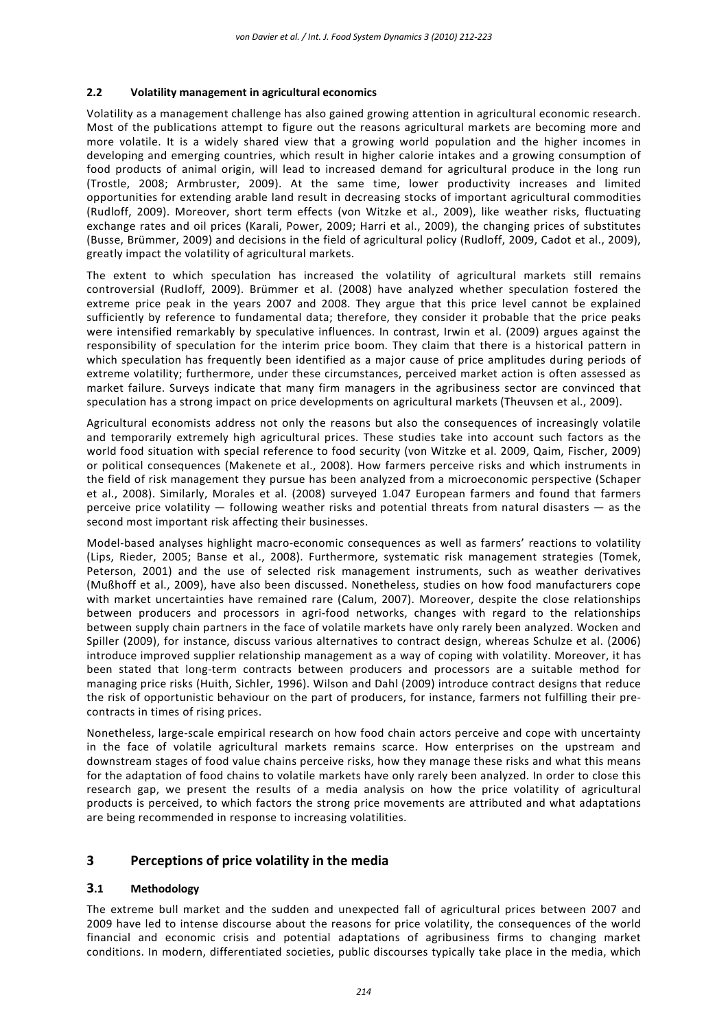### 2.2 Volatility management in agricultural economics

Volatility as a management challenge has also gained growing attention in agricultural economic research. Most of the publications attempt to figure out the reasons agricultural markets are becoming more and more volatile. It is a widely shared view that a growing world population and the higher incomes in developing and emerging countries, which result in higher calorie intakes and a growing consumption of food products of animal origin, will lead to increased demand for agricultural produce in the long run (Trostle, 2008; Armbruster, 2009). At the same time, lower productivity increases and limited opportunities for extending arable land result in decreasing stocks of important agricultural commodities (Rudloff, 2009). Moreover, short term effects (von Witzke et al., 2009), like weather risks, fluctuating exchange rates and oil prices (Karali, Power, 2009; Harri et al., 2009), the changing prices of substitutes (Busse, Brümmer, 2009) and decisions in the field of agricultural policy (Rudloff, 2009, Cadot et al., 2009), greatly impact the volatility of agricultural markets.

The extent to which speculation has increased the volatility of agricultural markets still remains controversial (Rudloff, 2009). Brümmer et al. (2008) have analyzed whether speculation fostered the extreme price peak in the years 2007 and 2008. They argue that this price level cannot be explained sufficiently by reference to fundamental data; therefore, they consider it probable that the price peaks were intensified remarkably by speculative influences. In contrast, Irwin et al. (2009) argues against the responsibility of speculation for the interim price boom. They claim that there is a historical pattern in which speculation has frequently been identified as a major cause of price amplitudes during periods of extreme volatility; furthermore, under these circumstances, perceived market action is often assessed as market failure. Surveys indicate that many firm managers in the agribusiness sector are convinced that speculation has a strong impact on price developments on agricultural markets (Theuvsen et al., 2009).

Agricultural economists address not only the reasons but also the consequences of increasingly volatile and temporarily extremely high agricultural prices. These studies take into account such factors as the world food situation with special reference to food security (von Witzke et al. 2009, Qaim, Fischer, 2009) or political consequences (Makenete et al., 2008). How farmers perceive risks and which instruments in the field of risk management they pursue has been analyzed from a microeconomic perspective (Schaper et al., 2008). Similarly, Morales et al. (2008) surveyed 1.047 European farmers and found that farmers perceive price volatility — following weather risks and potential threats from natural disasters — as the second most important risk affecting their businesses.

Model-based analyses highlight macro-economic consequences as well as farmers' reactions to volatility (Lips, Rieder, 2005; Banse et al., 2008). Furthermore, systematic risk management strategies (Tomek, Peterson, 2001) and the use of selected risk management instruments, such as weather derivatives (Mußhoff et al., 2009), have also been discussed. Nonetheless, studies on how food manufacturers cope with market uncertainties have remained rare (Calum, 2007). Moreover, despite the close relationships between producers and processors in agri-food networks, changes with regard to the relationships between supply chain partners in the face of volatile markets have only rarely been analyzed. Wocken and Spiller (2009), for instance, discuss various alternatives to contract design, whereas Schulze et al. (2006) introduce improved supplier relationship management as a way of coping with volatility. Moreover, it has been stated that long-term contracts between producers and processors are a suitable method for managing price risks (Huith, Sichler, 1996). Wilson and Dahl (2009) introduce contract designs that reduce the risk of opportunistic behaviour on the part of producers, for instance, farmers not fulfilling their pre-contracts in times of rising prices.

Nonetheless, large-scale empirical research on how food chain actors perceive and cope with uncertainty in the face of volatile agricultural markets remains scarce. How enterprises on the upstream and downstream stages of food value chains perceive risks, how they manage these risks and what this means for the adaptation of food chains to volatile markets have only rarely been analyzed. In order to close this research gap, we present the results of a media analysis on how the price volatility of agricultural products is perceived, to which factors the strong price movements are attributed and what adaptations are being recommended in response to increasing volatilities.

## 3 Perceptions of price volatility in the media

### 3.1 Methodology

The extreme bull market and the sudden and unexpected fall of agricultural prices between 2007 and 2009 have led to intense discourse about the reasons for price volatility, the consequences of the world financial and economic crisis and potential adaptations of agribusiness firms to changing market conditions. In modern, differentiated societies, public discourses typically take place in the media, which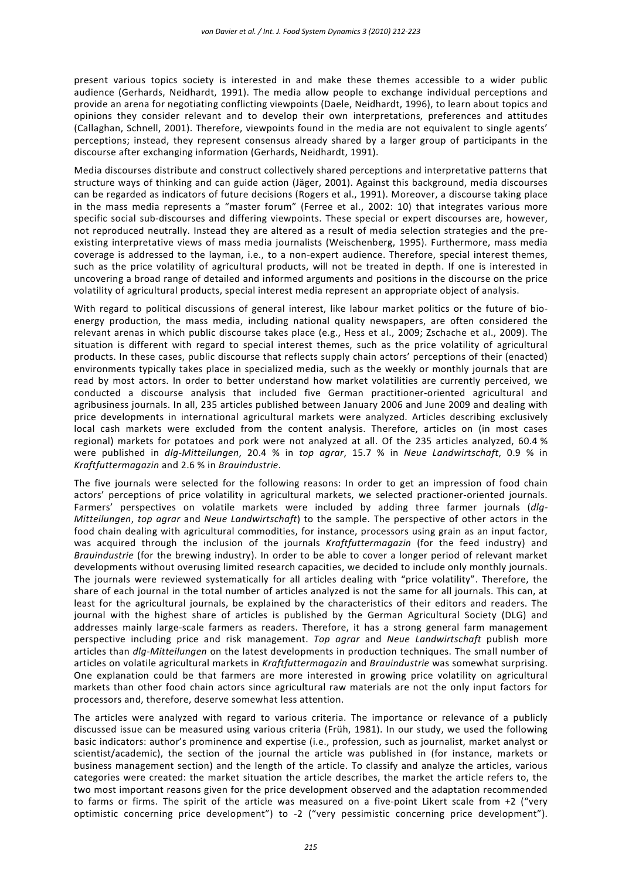present various topics society is interested in and make these themes accessible to a wider public audience (Gerhards, Neidhardt, 1991). The media allow people to exchange individual perceptions and provide an arena for negotiating conflicting viewpoints (Daele, Neidhardt, 1996), to learn about topics and opinions they consider relevant and to develop their own interpretations, preferences and attitudes (Callaghan, Schnell, 2001). Therefore, viewpoints found in the media are not equivalent to single agents' perceptions; instead, they represent consensus already shared by a larger group of participants in the discourse after exchanging information (Gerhards, Neidhardt, 1991).

Media discourses distribute and construct collectively shared perceptions and interpretative patterns that structure ways of thinking and can guide action (Jäger, 2001). Against this background, media discourses can be regarded as indicators of future decisions (Rogers et al., 1991). Moreover, a discourse taking place in the mass media represents a "master forum" (Ferree et al., 2002: 10) that integrates various more specific social sub-discourses and differing viewpoints. These special or expert discourses are, however, not reproduced neutrally. Instead they are altered as a result of media selection strategies and the pre-existing interpretative views of mass media journalists (Weischenberg, 1995). Furthermore, mass media coverage is addressed to the layman, i.e., to a non-expert audience. Therefore, special interest themes, such as the price volatility of agricultural products, will not be treated in depth. If one is interested in uncovering a broad range of detailed and informed arguments and positions in the discourse on the price volatility of agricultural products, special interest media represent an appropriate object of analysis.

With regard to political discussions of general interest, like labour market politics or the future of bio-energy production, the mass media, including national quality newspapers, are often considered the relevant arenas in which public discourse takes place (e.g., Hess et al., 2009; Zschache et al., 2009). The situation is different with regard to special interest themes, such as the price volatility of agricultural products. In these cases, public discourse that reflects supply chain actors' perceptions of their (enacted) environments typically takes place in specialized media, such as the weekly or monthly journals that are read by most actors. In order to better understand how market volatilities are currently perceived, we conducted a discourse analysis that included five German practitioner-oriented agricultural and agribusiness journals. In all, 235 articles published between January 2006 and June 2009 and dealing with price developments in international agricultural markets were analyzed. Articles describing exclusively local cash markets were excluded from the content analysis. Therefore, articles on (in most cases regional) markets for potatoes and pork were not analyzed at all. Of the 235 articles analyzed, 60.4 % were published in *dlg-Mitteilungen*, 20.4 % in *top agrar*, 15.7 % in *Neue Landwirtschaft*, 0.9 % in *Kraftfuttermagazin* and 2.6 % in *Brauindustrie*.

The five journals were selected for the following reasons: In order to get an impression of food chain actors' perceptions of price volatility in agricultural markets, we selected practioner-oriented journals. Farmers' perspectives on volatile markets were included by adding three farmer journals (*dlg-Mitteilungen*, *top agrar* and *Neue Landwirtschaft*) to the sample. The perspective of other actors in the food chain dealing with agricultural commodities, for instance, processors using grain as an input factor, was acquired through the inclusion of the journals *Kraftfuttermagazin* (for the feed industry) and *Brauindustrie* (for the brewing industry). In order to be able to cover a longer period of relevant market developments without overusing limited research capacities, we decided to include only monthly journals. The journals were reviewed systematically for all articles dealing with "price volatility". Therefore, the share of each journal in the total number of articles analyzed is not the same for all journals. This can, at least for the agricultural journals, be explained by the characteristics of their editors and readers. The journal with the highest share of articles is published by the German Agricultural Society (DLG) and addresses mainly large-scale farmers as readers. Therefore, it has a strong general farm management perspective including price and risk management. *Top agrar* and *Neue Landwirtschaft* publish more articles than *dlg-Mitteilungen* on the latest developments in production techniques. The small number of articles on volatile agricultural markets in *Kraftfuttermagazin* and *Brauindustrie* was somewhat surprising. One explanation could be that farmers are more interested in growing price volatility on agricultural markets than other food chain actors since agricultural raw materials are not the only input factors for processors and, therefore, deserve somewhat less attention.

The articles were analyzed with regard to various criteria. The importance or relevance of a publicly discussed issue can be measured using various criteria (Früh, 1981). In our study, we used the following basic indicators: author's prominence and expertise (i.e., profession, such as journalist, market analyst or scientist/academic), the section of the journal the article was published in (for instance, markets or business management section) and the length of the article. To classify and analyze the articles, various categories were created: the market situation the article describes, the market the article refers to, the two most important reasons given for the price development observed and the adaptation recommended to farms or firms. The spirit of the article was measured on a five-point Likert scale from +2 ("very optimistic concerning price development") to -2 ("very pessimistic concerning price development").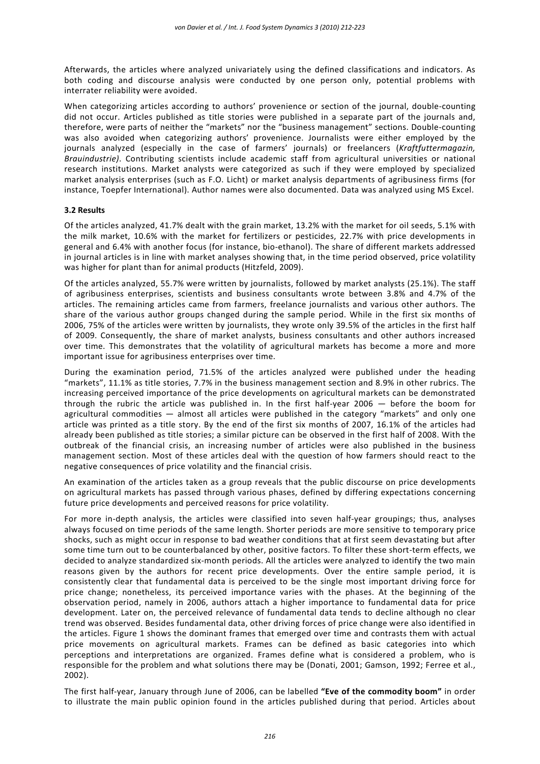Afterwards, the articles where analyzed univariately using the defined classifications and indicators. As both coding and discourse analysis were conducted by one person only, potential problems with interrater reliability were avoided.

When categorizing articles according to authors' provenience or section of the journal, double-counting did not occur. Articles published as title stories were published in a separate part of the journals and, therefore, were parts of neither the "markets" nor the "business management" sections. Double-counting was also avoided when categorizing authors' provenience. Journalists were either employed by the journals analyzed (especially in the case of farmers' journals) or freelancers (*Kraftfuttermagazin, Brauindustrie)*. Contributing scientists include academic staff from agricultural universities or national research institutions. Market analysts were categorized as such if they were employed by specialized market analysis enterprises (such as F.O. Licht) or market analysis departments of agribusiness firms (for instance, Toepfer International). Author names were also documented. Data was analyzed using MS Excel.

### 3.2 Results

Of the articles analyzed, 41.7% dealt with the grain market, 13.2% with the market for oil seeds, 5.1% with the milk market, 10.6% with the market for fertilizers or pesticides, 22.7% with price developments in general and 6.4% with another focus (for instance, bio-ethanol). The share of different markets addressed in journal articles is in line with market analyses showing that, in the time period observed, price volatility was higher for plant than for animal products (Hitzfeld, 2009).

Of the articles analyzed, 55.7% were written by journalists, followed by market analysts (25.1%). The staff of agribusiness enterprises, scientists and business consultants wrote between 3.8% and 4.7% of the articles. The remaining articles came from farmers, freelance journalists and various other authors. The share of the various author groups changed during the sample period. While in the first six months of 2006, 75% of the articles were written by journalists, they wrote only 39.5% of the articles in the first half of 2009. Consequently, the share of market analysts, business consultants and other authors increased over time. This demonstrates that the volatility of agricultural markets has become a more and more important issue for agribusiness enterprises over time.

During the examination period, 71.5% of the articles analyzed were published under the heading "markets", 11.1% as title stories, 7.7% in the business management section and 8.9% in other rubrics. The increasing perceived importance of the price developments on agricultural markets can be demonstrated through the rubric the article was published in. In the first half-year 2006 — before the boom for agricultural commodities — almost all articles were published in the category "markets" and only one article was printed as a title story. By the end of the first six months of 2007, 16.1% of the articles had already been published as title stories; a similar picture can be observed in the first half of 2008. With the outbreak of the financial crisis, an increasing number of articles were also published in the business management section. Most of these articles deal with the question of how farmers should react to the negative consequences of price volatility and the financial crisis.

An examination of the articles taken as a group reveals that the public discourse on price developments on agricultural markets has passed through various phases, defined by differing expectations concerning future price developments and perceived reasons for price volatility.

For more in-depth analysis, the articles were classified into seven half-year groupings; thus, analyses always focused on time periods of the same length. Shorter periods are more sensitive to temporary price shocks, such as might occur in response to bad weather conditions that at first seem devastating but after some time turn out to be counterbalanced by other, positive factors. To filter these short-term effects, we decided to analyze standardized six-month periods. All the articles were analyzed to identify the two main reasons given by the authors for recent price developments. Over the entire sample period, it is consistently clear that fundamental data is perceived to be the single most important driving force for price change; nonetheless, its perceived importance varies with the phases. At the beginning of the observation period, namely in 2006, authors attach a higher importance to fundamental data for price development. Later on, the perceived relevance of fundamental data tends to decline although no clear trend was observed. Besides fundamental data, other driving forces of price change were also identified in the articles. Figure 1 shows the dominant frames that emerged over time and contrasts them with actual price movements on agricultural markets. Frames can be defined as basic categories into which perceptions and interpretations are organized. Frames define what is considered a problem, who is responsible for the problem and what solutions there may be (Donati, 2001; Gamson, 1992; Ferree et al., 2002).

The first half-year, January through June of 2006, can be labelled **"Eve of the commodity boom"** in order to illustrate the main public opinion found in the articles published during that period. Articles about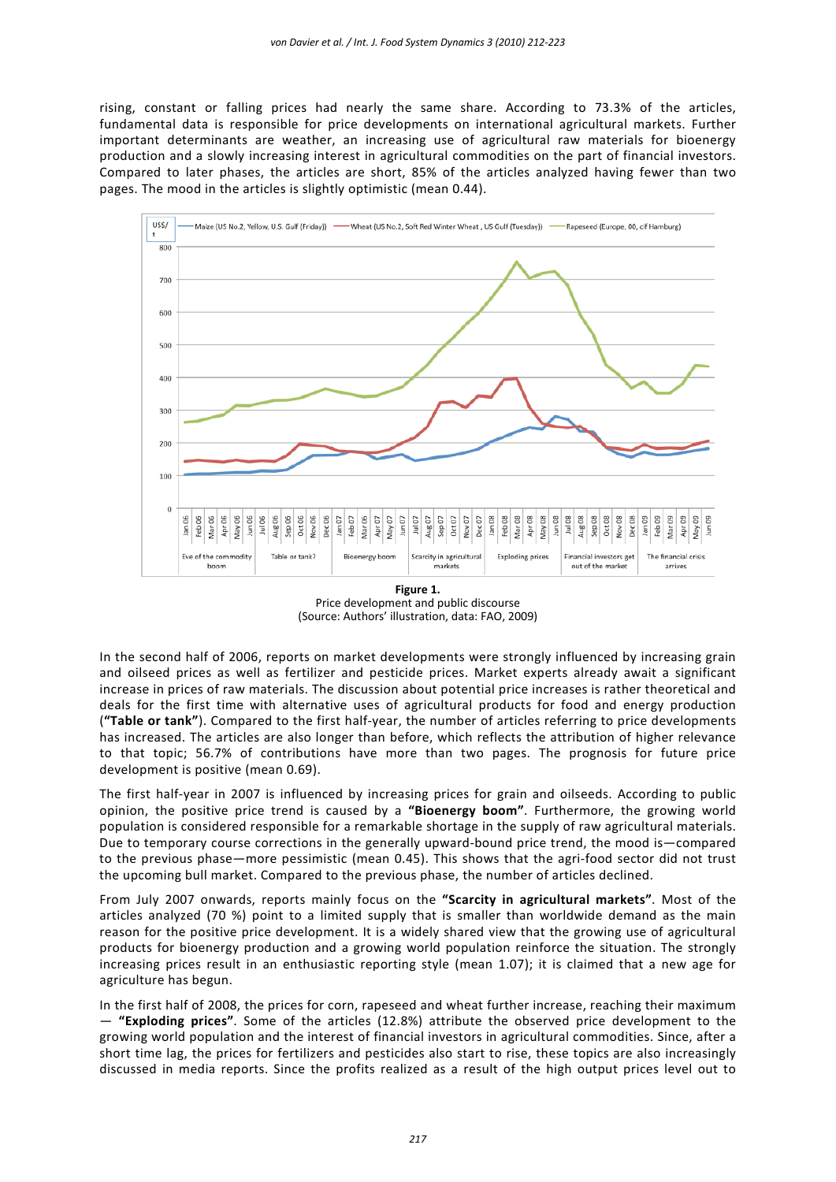rising, constant or falling prices had nearly the same share. According to 73.3% of the articles, fundamental data is responsible for price developments on international agricultural markets. Further important determinants are weather, an increasing use of agricultural raw materials for bioenergy production and a slowly increasing interest in agricultural commodities on the part of financial investors. Compared to later phases, the articles are short, 85% of the articles analyzed having fewer than two pages. The mood in the articles is slightly optimistic (mean 0.44).

**Figure 1.**
Price development and public discourse
(Source: Authors' illustration, data: FAO, 2009)

In the second half of 2006, reports on market developments were strongly influenced by increasing grain and oilseed prices as well as fertilizer and pesticide prices. Market experts already await a significant increase in prices of raw materials. The discussion about potential price increases is rather theoretical and deals for the first time with alternative uses of agricultural products for food and energy production (**"Table or tank"**). Compared to the first half-year, the number of articles referring to price developments has increased. The articles are also longer than before, which reflects the attribution of higher relevance to that topic; 56.7% of contributions have more than two pages. The prognosis for future price development is positive (mean 0.69).

The first half-year in 2007 is influenced by increasing prices for grain and oilseeds. According to public opinion, the positive price trend is caused by a **"Bioenergy boom"**. Furthermore, the growing world population is considered responsible for a remarkable shortage in the supply of raw agricultural materials. Due to temporary course corrections in the generally upward-bound price trend, the mood is—compared to the previous phase—more pessimistic (mean 0.45). This shows that the agri-food sector did not trust the upcoming bull market. Compared to the previous phase, the number of articles declined.

From July 2007 onwards, reports mainly focus on the **"Scarcity in agricultural markets"**. Most of the articles analyzed (70 %) point to a limited supply that is smaller than worldwide demand as the main reason for the positive price development. It is a widely shared view that the growing use of agricultural products for bioenergy production and a growing world population reinforce the situation. The strongly increasing prices result in an enthusiastic reporting style (mean 1.07); it is claimed that a new age for agriculture has begun.

In the first half of 2008, the prices for corn, rapeseed and wheat further increase, reaching their maximum — **"Exploding prices"**. Some of the articles (12.8%) attribute the observed price development to the growing world population and the interest of financial investors in agricultural commodities. Since, after a short time lag, the prices for fertilizers and pesticides also start to rise, these topics are also increasingly discussed in media reports. Since the profits realized as a result of the high output prices level out to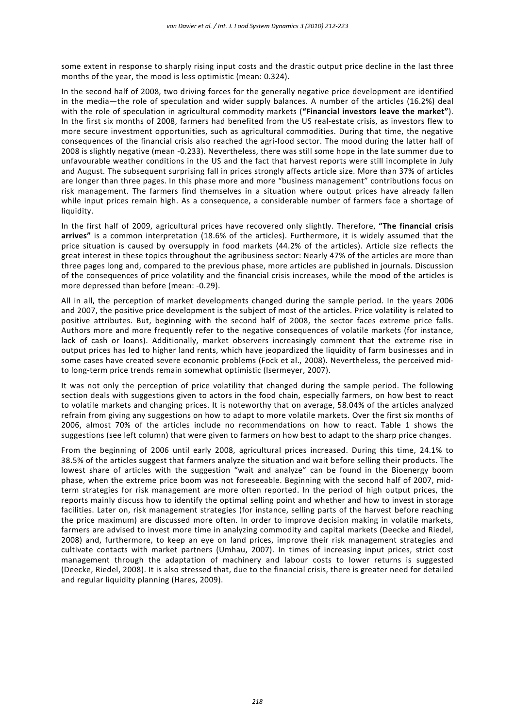some extent in response to sharply rising input costs and the drastic output price decline in the last three months of the year, the mood is less optimistic (mean: 0.324).

In the second half of 2008, two driving forces for the generally negative price development are identified in the media—the role of speculation and wider supply balances. A number of the articles (16.2%) deal with the role of speculation in agricultural commodity markets (**"Financial investors leave the market"**). In the first six months of 2008, farmers had benefited from the US real-estate crisis, as investors flew to more secure investment opportunities, such as agricultural commodities. During that time, the negative consequences of the financial crisis also reached the agri-food sector. The mood during the latter half of 2008 is slightly negative (mean -0.233). Nevertheless, there was still some hope in the late summer due to unfavourable weather conditions in the US and the fact that harvest reports were still incomplete in July and August. The subsequent surprising fall in prices strongly affects article size. More than 37% of articles are longer than three pages. In this phase more and more "business management" contributions focus on risk management. The farmers find themselves in a situation where output prices have already fallen while input prices remain high. As a consequence, a considerable number of farmers face a shortage of liquidity.

In the first half of 2009, agricultural prices have recovered only slightly. Therefore, **"The financial crisis arrives"** is a common interpretation (18.6% of the articles). Furthermore, it is widely assumed that the price situation is caused by oversupply in food markets (44.2% of the articles). Article size reflects the great interest in these topics throughout the agribusiness sector: Nearly 47% of the articles are more than three pages long and, compared to the previous phase, more articles are published in journals. Discussion of the consequences of price volatility and the financial crisis increases, while the mood of the articles is more depressed than before (mean: -0.29).

All in all, the perception of market developments changed during the sample period. In the years 2006 and 2007, the positive price development is the subject of most of the articles. Price volatility is related to positive attributes. But, beginning with the second half of 2008, the sector faces extreme price falls. Authors more and more frequently refer to the negative consequences of volatile markets (for instance, lack of cash or loans). Additionally, market observers increasingly comment that the extreme rise in output prices has led to higher land rents, which have jeopardized the liquidity of farm businesses and in some cases have created severe economic problems (Fock et al., 2008). Nevertheless, the perceived mid- to long-term price trends remain somewhat optimistic (Isermeyer, 2007).

It was not only the perception of price volatility that changed during the sample period. The following section deals with suggestions given to actors in the food chain, especially farmers, on how best to react to volatile markets and changing prices. It is noteworthy that on average, 58.04% of the articles analyzed refrain from giving any suggestions on how to adapt to more volatile markets. Over the first six months of 2006, almost 70% of the articles include no recommendations on how to react. Table 1 shows the suggestions (see left column) that were given to farmers on how best to adapt to the sharp price changes.

From the beginning of 2006 until early 2008, agricultural prices increased. During this time, 24.1% to 38.5% of the articles suggest that farmers analyze the situation and wait before selling their products. The lowest share of articles with the suggestion "wait and analyze" can be found in the Bioenergy boom phase, when the extreme price boom was not foreseeable. Beginning with the second half of 2007, mid-term strategies for risk management are more often reported. In the period of high output prices, the reports mainly discuss how to identify the optimal selling point and whether and how to invest in storage facilities. Later on, risk management strategies (for instance, selling parts of the harvest before reaching the price maximum) are discussed more often. In order to improve decision making in volatile markets, farmers are advised to invest more time in analyzing commodity and capital markets (Deecke and Riedel, 2008) and, furthermore, to keep an eye on land prices, improve their risk management strategies and cultivate contacts with market partners (Umhau, 2007). In times of increasing input prices, strict cost management through the adaptation of machinery and labour costs to lower returns is suggested (Deecke, Riedel, 2008). It is also stressed that, due to the financial crisis, there is greater need for detailed and regular liquidity planning (Hares, 2009).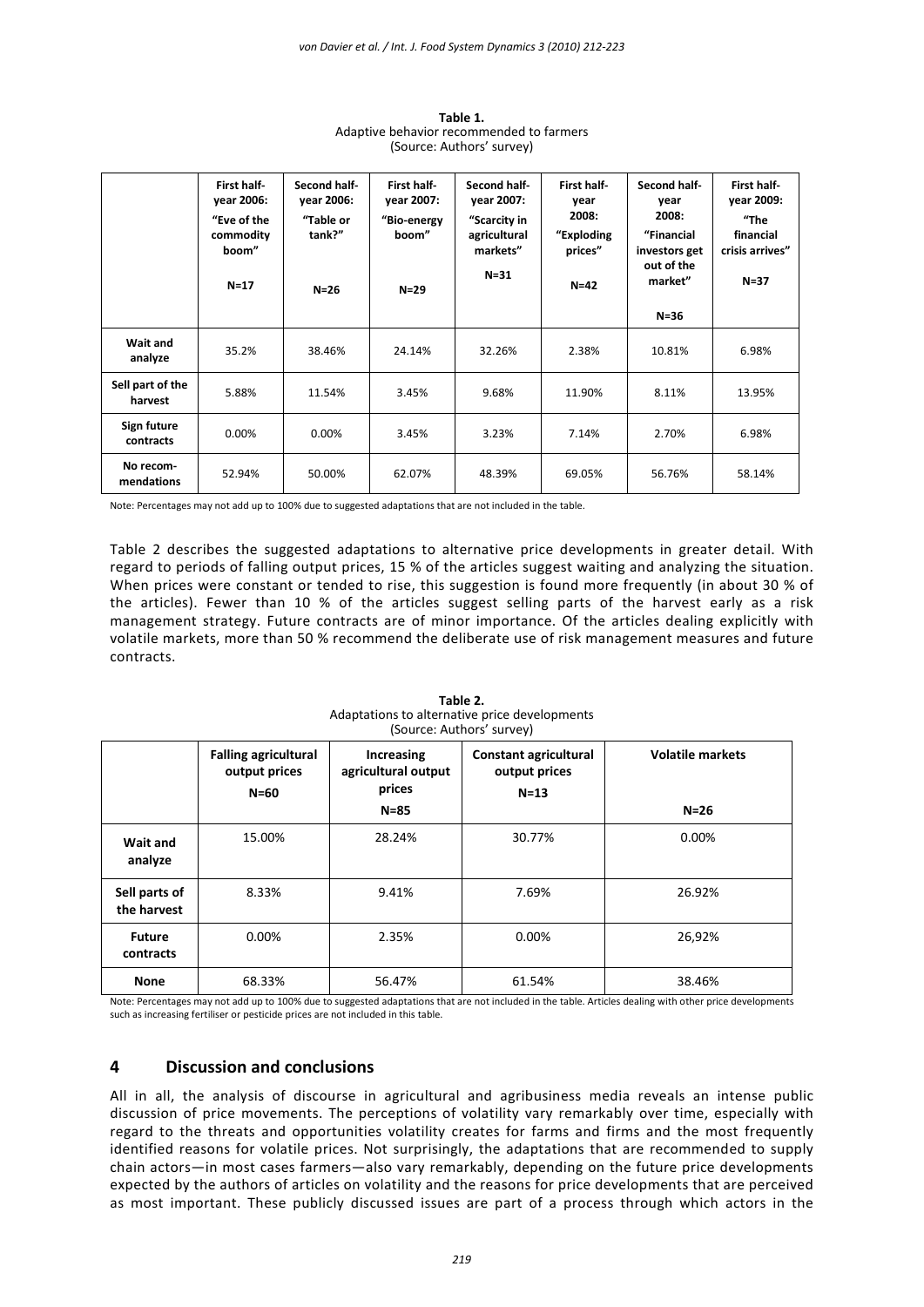**Table 1.**
Adaptive behavior recommended to farmers
(Source: Authors' survey)

| | First half-year 2006: "Eve of the commodity boom" N=17 | Second half-year 2006: "Table or tank?" N=26 | First half-year 2007: "Bio-energy boom" N=29 | Second half-year 2007: "Scarcity in agricultural markets" N=31 | First half-year 2008: "Exploding prices" N=42 | Second half-year 2008: "Financial investors get out of the market" N=36 | First half-year 2009: "The financial crisis arrives" N=37 |
|---|---|---|---|---|---|---|---|
| **Wait and analyze** | 35.2% | 38.46% | 24.14% | 32.26% | 2.38% | 10.81% | 6.98% |
| **Sell part of the harvest** | 5.88% | 11.54% | 3.45% | 9.68% | 11.90% | 8.11% | 13.95% |
| **Sign future contracts** | 0.00% | 0.00% | 3.45% | 3.23% | 7.14% | 2.70% | 6.98% |
| **No recom-mendations** | 52.94% | 50.00% | 62.07% | 48.39% | 69.05% | 56.76% | 58.14% |

Note: Percentages may not add up to 100% due to suggested adaptations that are not included in the table.

Table 2 describes the suggested adaptations to alternative price developments in greater detail. With regard to periods of falling output prices, 15 % of the articles suggest waiting and analyzing the situation. When prices were constant or tended to rise, this suggestion is found more frequently (in about 30 % of the articles). Fewer than 10 % of the articles suggest selling parts of the harvest early as a risk management strategy. Future contracts are of minor importance. Of the articles dealing explicitly with volatile markets, more than 50 % recommend the deliberate use of risk management measures and future contracts.

**Table 2.**
Adaptations to alternative price developments
(Source: Authors' survey)

| | Falling agricultural output prices N=60 | Increasing agricultural output prices N=85 | Constant agricultural output prices N=13 | Volatile markets N=26 |
|---|---|---|---|---|
| **Wait and analyze** | 15.00% | 28.24% | 30.77% | 0.00% |
| **Sell parts of the harvest** | 8.33% | 9.41% | 7.69% | 26.92% |
| **Future contracts** | 0.00% | 2.35% | 0.00% | 26,92% |
| **None** | 68.33% | 56.47% | 61.54% | 38.46% |

Note: Percentages may not add up to 100% due to suggested adaptations that are not included in the table. Articles dealing with other price developments such as increasing fertiliser or pesticide prices are not included in this table.

## 4 Discussion and conclusions

All in all, the analysis of discourse in agricultural and agribusiness media reveals an intense public discussion of price movements. The perceptions of volatility vary remarkably over time, especially with regard to the threats and opportunities volatility creates for farms and firms and the most frequently identified reasons for volatile prices. Not surprisingly, the adaptations that are recommended to supply chain actors—in most cases farmers—also vary remarkably, depending on the future price developments expected by the authors of articles on volatility and the reasons for price developments that are perceived as most important. These publicly discussed issues are part of a process through which actors in the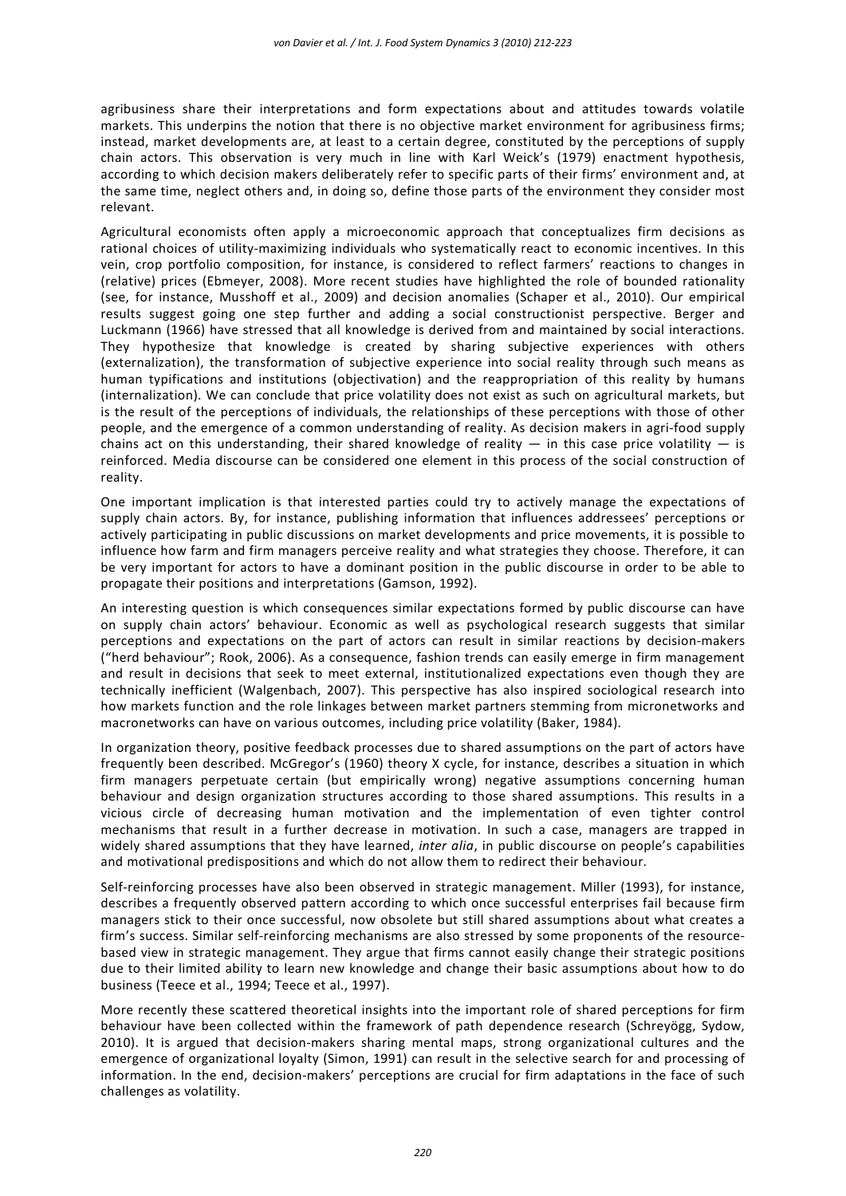agribusiness share their interpretations and form expectations about and attitudes towards volatile markets. This underpins the notion that there is no objective market environment for agribusiness firms; instead, market developments are, at least to a certain degree, constituted by the perceptions of supply chain actors. This observation is very much in line with Karl Weick's (1979) enactment hypothesis, according to which decision makers deliberately refer to specific parts of their firms' environment and, at the same time, neglect others and, in doing so, define those parts of the environment they consider most relevant.

Agricultural economists often apply a microeconomic approach that conceptualizes firm decisions as rational choices of utility-maximizing individuals who systematically react to economic incentives. In this vein, crop portfolio composition, for instance, is considered to reflect farmers' reactions to changes in (relative) prices (Ebmeyer, 2008). More recent studies have highlighted the role of bounded rationality (see, for instance, Musshoff et al., 2009) and decision anomalies (Schaper et al., 2010). Our empirical results suggest going one step further and adding a social constructionist perspective. Berger and Luckmann (1966) have stressed that all knowledge is derived from and maintained by social interactions. They hypothesize that knowledge is created by sharing subjective experiences with others (externalization), the transformation of subjective experience into social reality through such means as human typifications and institutions (objectivation) and the reappropriation of this reality by humans (internalization). We can conclude that price volatility does not exist as such on agricultural markets, but is the result of the perceptions of individuals, the relationships of these perceptions with those of other people, and the emergence of a common understanding of reality. As decision makers in agri-food supply chains act on this understanding, their shared knowledge of reality — in this case price volatility — is reinforced. Media discourse can be considered one element in this process of the social construction of reality.

One important implication is that interested parties could try to actively manage the expectations of supply chain actors. By, for instance, publishing information that influences addressees' perceptions or actively participating in public discussions on market developments and price movements, it is possible to influence how farm and firm managers perceive reality and what strategies they choose. Therefore, it can be very important for actors to have a dominant position in the public discourse in order to be able to propagate their positions and interpretations (Gamson, 1992).

An interesting question is which consequences similar expectations formed by public discourse can have on supply chain actors' behaviour. Economic as well as psychological research suggests that similar perceptions and expectations on the part of actors can result in similar reactions by decision-makers ("herd behaviour"; Rook, 2006). As a consequence, fashion trends can easily emerge in firm management and result in decisions that seek to meet external, institutionalized expectations even though they are technically inefficient (Walgenbach, 2007). This perspective has also inspired sociological research into how markets function and the role linkages between market partners stemming from micronetworks and macronetworks can have on various outcomes, including price volatility (Baker, 1984).

In organization theory, positive feedback processes due to shared assumptions on the part of actors have frequently been described. McGregor's (1960) theory X cycle, for instance, describes a situation in which firm managers perpetuate certain (but empirically wrong) negative assumptions concerning human behaviour and design organization structures according to those shared assumptions. This results in a vicious circle of decreasing human motivation and the implementation of even tighter control mechanisms that result in a further decrease in motivation. In such a case, managers are trapped in widely shared assumptions that they have learned, *inter alia*, in public discourse on people's capabilities and motivational predispositions and which do not allow them to redirect their behaviour.

Self-reinforcing processes have also been observed in strategic management. Miller (1993), for instance, describes a frequently observed pattern according to which once successful enterprises fail because firm managers stick to their once successful, now obsolete but still shared assumptions about what creates a firm's success. Similar self-reinforcing mechanisms are also stressed by some proponents of the resource-based view in strategic management. They argue that firms cannot easily change their strategic positions due to their limited ability to learn new knowledge and change their basic assumptions about how to do business (Teece et al., 1994; Teece et al., 1997).

More recently these scattered theoretical insights into the important role of shared perceptions for firm behaviour have been collected within the framework of path dependence research (Schreyögg, Sydow, 2010). It is argued that decision-makers sharing mental maps, strong organizational cultures and the emergence of organizational loyalty (Simon, 1991) can result in the selective search for and processing of information. In the end, decision-makers' perceptions are crucial for firm adaptations in the face of such challenges as volatility.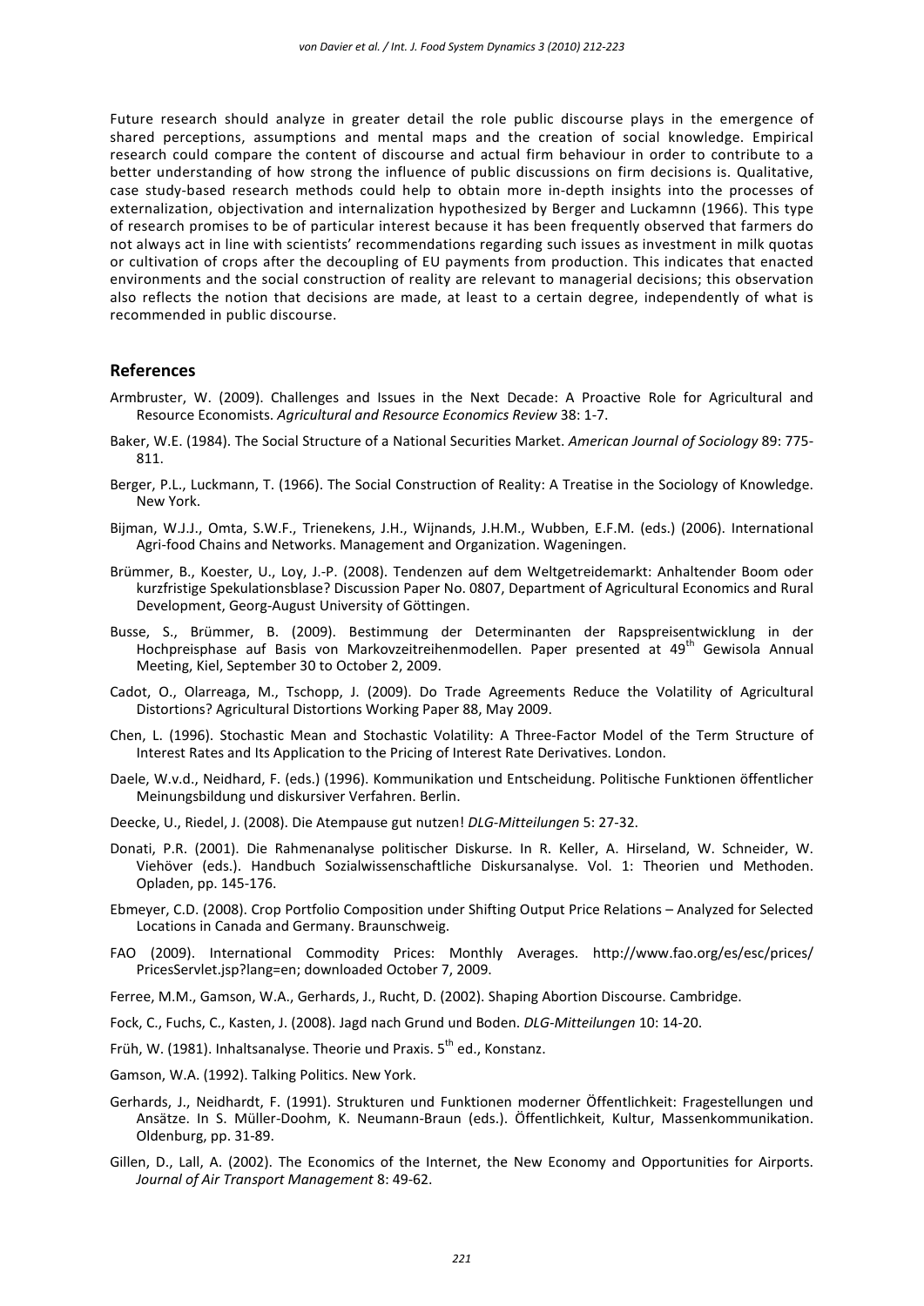Future research should analyze in greater detail the role public discourse plays in the emergence of shared perceptions, assumptions and mental maps and the creation of social knowledge. Empirical research could compare the content of discourse and actual firm behaviour in order to contribute to a better understanding of how strong the influence of public discussions on firm decisions is. Qualitative, case study-based research methods could help to obtain more in-depth insights into the processes of externalization, objectivation and internalization hypothesized by Berger and Luckamnn (1966). This type of research promises to be of particular interest because it has been frequently observed that farmers do not always act in line with scientists' recommendations regarding such issues as investment in milk quotas or cultivation of crops after the decoupling of EU payments from production. This indicates that enacted environments and the social construction of reality are relevant to managerial decisions; this observation also reflects the notion that decisions are made, at least to a certain degree, independently of what is recommended in public discourse.

## References

Armbruster, W. (2009). Challenges and Issues in the Next Decade: A Proactive Role for Agricultural and Resource Economists. *Agricultural and Resource Economics Review* 38: 1-7.

Baker, W.E. (1984). The Social Structure of a National Securities Market. *American Journal of Sociology* 89: 775-811.

Berger, P.L., Luckmann, T. (1966). The Social Construction of Reality: A Treatise in the Sociology of Knowledge. New York.

Bijman, W.J.J., Omta, S.W.F., Trienekens, J.H., Wijnands, J.H.M., Wubben, E.F.M. (eds.) (2006). International Agri-food Chains and Networks. Management and Organization. Wageningen.

Brümmer, B., Koester, U., Loy, J.-P. (2008). Tendenzen auf dem Weltgetreidemarkt: Anhaltender Boom oder kurzfristige Spekulationsblase? Discussion Paper No. 0807, Department of Agricultural Economics and Rural Development, Georg-August University of Göttingen.

Busse, S., Brümmer, B. (2009). Bestimmung der Determinanten der Rapspreisentwicklung in der Hochpreisphase auf Basis von Markovzeitreihenmodellen. Paper presented at 49th Gewisola Annual Meeting, Kiel, September 30 to October 2, 2009.

Cadot, O., Olarreaga, M., Tschopp, J. (2009). Do Trade Agreements Reduce the Volatility of Agricultural Distortions? Agricultural Distortions Working Paper 88, May 2009.

Chen, L. (1996). Stochastic Mean and Stochastic Volatility: A Three-Factor Model of the Term Structure of Interest Rates and Its Application to the Pricing of Interest Rate Derivatives. London.

Daele, W.v.d., Neidhard, F. (eds.) (1996). Kommunikation und Entscheidung. Politische Funktionen öffentlicher Meinungsbildung und diskursiver Verfahren. Berlin.

Deecke, U., Riedel, J. (2008). Die Atempause gut nutzen! *DLG-Mitteilungen* 5: 27-32.

Donati, P.R. (2001). Die Rahmenanalyse politischer Diskurse. In R. Keller, A. Hirseland, W. Schneider, W. Viehöver (eds.). Handbuch Sozialwissenschaftliche Diskursanalyse. Vol. 1: Theorien und Methoden. Opladen, pp. 145-176.

Ebmeyer, C.D. (2008). Crop Portfolio Composition under Shifting Output Price Relations – Analyzed for Selected Locations in Canada and Germany. Braunschweig.

FAO (2009). International Commodity Prices: Monthly Averages. http://www.fao.org/es/esc/prices/PricesServlet.jsp?lang=en; downloaded October 7, 2009.

Ferree, M.M., Gamson, W.A., Gerhards, J., Rucht, D. (2002). Shaping Abortion Discourse. Cambridge.

Fock, C., Fuchs, C., Kasten, J. (2008). Jagd nach Grund und Boden. *DLG-Mitteilungen* 10: 14-20.

Früh, W. (1981). Inhaltsanalyse. Theorie und Praxis. 5th ed., Konstanz.

Gamson, W.A. (1992). Talking Politics. New York.

Gerhards, J., Neidhardt, F. (1991). Strukturen und Funktionen moderner Öffentlichkeit: Fragestellungen und Ansätze. In S. Müller-Doohm, K. Neumann-Braun (eds.). Öffentlichkeit, Kultur, Massenkommunikation. Oldenburg, pp. 31-89.

Gillen, D., Lall, A. (2002). The Economics of the Internet, the New Economy and Opportunities for Airports. *Journal of Air Transport Management* 8: 49-62.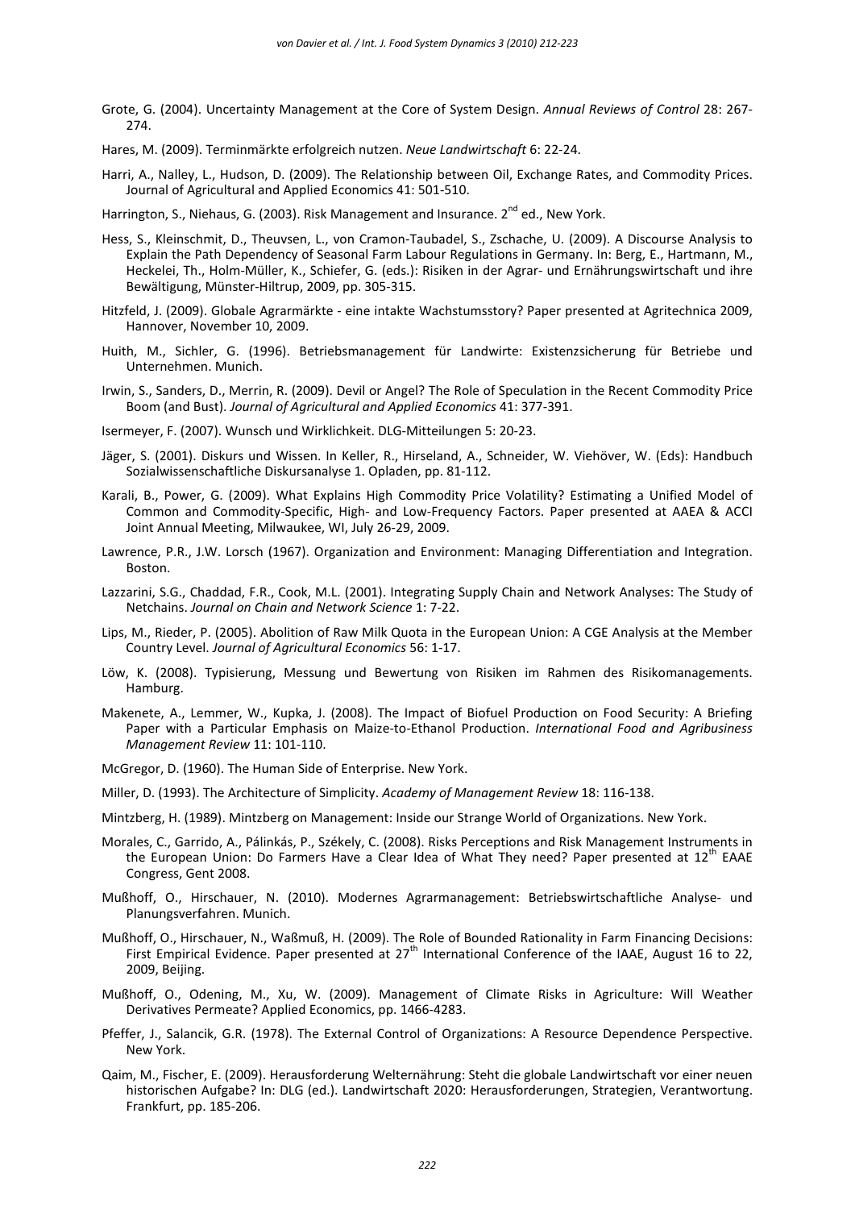Grote, G. (2004). Uncertainty Management at the Core of System Design. *Annual Reviews of Control* 28: 267-274.

Hares, M. (2009). Terminmärkte erfolgreich nutzen. *Neue Landwirtschaft* 6: 22-24.

Harri, A., Nalley, L., Hudson, D. (2009). The Relationship between Oil, Exchange Rates, and Commodity Prices. Journal of Agricultural and Applied Economics 41: 501-510.

Harrington, S., Niehaus, G. (2003). Risk Management and Insurance. 2nd ed., New York.

Hess, S., Kleinschmit, D., Theuvsen, L., von Cramon-Taubadel, S., Zschache, U. (2009). A Discourse Analysis to Explain the Path Dependency of Seasonal Farm Labour Regulations in Germany. In: Berg, E., Hartmann, M., Heckelei, Th., Holm-Müller, K., Schiefer, G. (eds.): Risiken in der Agrar- und Ernährungswirtschaft und ihre Bewältigung, Münster-Hiltrup, 2009, pp. 305-315.

Hitzfeld, J. (2009). Globale Agrarmärkte - eine intakte Wachstumsstory? Paper presented at Agritechnica 2009, Hannover, November 10, 2009.

Huith, M., Sichler, G. (1996). Betriebsmanagement für Landwirte: Existenzsicherung für Betriebe und Unternehmen. Munich.

Irwin, S., Sanders, D., Merrin, R. (2009). Devil or Angel? The Role of Speculation in the Recent Commodity Price Boom (and Bust). *Journal of Agricultural and Applied Economics* 41: 377-391.

Isermeyer, F. (2007). Wunsch und Wirklichkeit. DLG-Mitteilungen 5: 20-23.

Jäger, S. (2001). Diskurs und Wissen. In Keller, R., Hirseland, A., Schneider, W. Viehöver, W. (Eds): Handbuch Sozialwissenschaftliche Diskursanalyse 1. Opladen, pp. 81-112.

Karali, B., Power, G. (2009). What Explains High Commodity Price Volatility? Estimating a Unified Model of Common and Commodity-Specific, High- and Low-Frequency Factors. Paper presented at AAEA & ACCI Joint Annual Meeting, Milwaukee, WI, July 26-29, 2009.

Lawrence, P.R., J.W. Lorsch (1967). Organization and Environment: Managing Differentiation and Integration. Boston.

Lazzarini, S.G., Chaddad, F.R., Cook, M.L. (2001). Integrating Supply Chain and Network Analyses: The Study of Netchains. *Journal on Chain and Network Science* 1: 7-22.

Lips, M., Rieder, P. (2005). Abolition of Raw Milk Quota in the European Union: A CGE Analysis at the Member Country Level. *Journal of Agricultural Economics* 56: 1-17.

Löw, K. (2008). Typisierung, Messung und Bewertung von Risiken im Rahmen des Risikomanagements. Hamburg.

Makenete, A., Lemmer, W., Kupka, J. (2008). The Impact of Biofuel Production on Food Security: A Briefing Paper with a Particular Emphasis on Maize-to-Ethanol Production. *International Food and Agribusiness Management Review* 11: 101-110.

McGregor, D. (1960). The Human Side of Enterprise. New York.

Miller, D. (1993). The Architecture of Simplicity. *Academy of Management Review* 18: 116-138.

Mintzberg, H. (1989). Mintzberg on Management: Inside our Strange World of Organizations. New York.

Morales, C., Garrido, A., Pálinkás, P., Székely, C. (2008). Risks Perceptions and Risk Management Instruments in the European Union: Do Farmers Have a Clear Idea of What They need? Paper presented at 12th EAAE Congress, Gent 2008.

Mußhoff, O., Hirschauer, N. (2010). Modernes Agrarmanagement: Betriebswirtschaftliche Analyse- und Planungsverfahren. Munich.

Mußhoff, O., Hirschauer, N., Waßmuß, H. (2009). The Role of Bounded Rationality in Farm Financing Decisions: First Empirical Evidence. Paper presented at 27th International Conference of the IAAE, August 16 to 22, 2009, Beijing.

Mußhoff, O., Odening, M., Xu, W. (2009). Management of Climate Risks in Agriculture: Will Weather Derivatives Permeate? Applied Economics, pp. 1466-4283.

Pfeffer, J., Salancik, G.R. (1978). The External Control of Organizations: A Resource Dependence Perspective. New York.

Qaim, M., Fischer, E. (2009). Herausforderung Welternährung: Steht die globale Landwirtschaft vor einer neuen historischen Aufgabe? In: DLG (ed.). Landwirtschaft 2020: Herausforderungen, Strategien, Verantwortung. Frankfurt, pp. 185-206.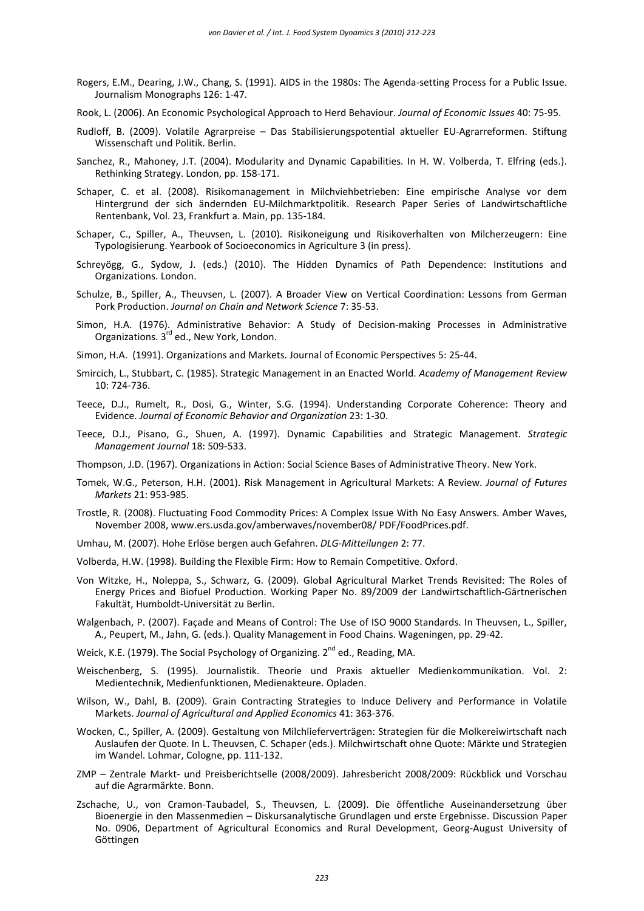Rogers, E.M., Dearing, J.W., Chang, S. (1991). AIDS in the 1980s: The Agenda-setting Process for a Public Issue. Journalism Monographs 126: 1-47.

Rook, L. (2006). An Economic Psychological Approach to Herd Behaviour. *Journal of Economic Issues* 40: 75-95.

Rudloff, B. (2009). Volatile Agrarpreise – Das Stabilisierungspotential aktueller EU-Agrarreformen. Stiftung Wissenschaft und Politik. Berlin.

Sanchez, R., Mahoney, J.T. (2004). Modularity and Dynamic Capabilities. In H. W. Volberda, T. Elfring (eds.). Rethinking Strategy. London, pp. 158-171.

Schaper, C. et al. (2008). Risikomanagement in Milchviehbetrieben: Eine empirische Analyse vor dem Hintergrund der sich ändernden EU-Milchmarktpolitik. Research Paper Series of Landwirtschaftliche Rentenbank, Vol. 23, Frankfurt a. Main, pp. 135-184.

Schaper, C., Spiller, A., Theuvsen, L. (2010). Risikoneigung und Risikoverhalten von Milcherzeugern: Eine Typologisierung. Yearbook of Socioeconomics in Agriculture 3 (in press).

Schreyögg, G., Sydow, J. (eds.) (2010). The Hidden Dynamics of Path Dependence: Institutions and Organizations. London.

Schulze, B., Spiller, A., Theuvsen, L. (2007). A Broader View on Vertical Coordination: Lessons from German Pork Production. *Journal on Chain and Network Science* 7: 35-53.

Simon, H.A. (1976). Administrative Behavior: A Study of Decision-making Processes in Administrative Organizations. 3rd ed., New York, London.

Simon, H.A. (1991). Organizations and Markets. Journal of Economic Perspectives 5: 25-44.

Smircich, L., Stubbart, C. (1985). Strategic Management in an Enacted World. *Academy of Management Review* 10: 724-736.

Teece, D.J., Rumelt, R., Dosi, G., Winter, S.G. (1994). Understanding Corporate Coherence: Theory and Evidence. *Journal of Economic Behavior and Organization* 23: 1-30.

Teece, D.J., Pisano, G., Shuen, A. (1997). Dynamic Capabilities and Strategic Management. *Strategic Management Journal* 18: 509-533.

Thompson, J.D. (1967). Organizations in Action: Social Science Bases of Administrative Theory. New York.

Tomek, W.G., Peterson, H.H. (2001). Risk Management in Agricultural Markets: A Review. *Journal of Futures Markets* 21: 953-985.

Trostle, R. (2008). Fluctuating Food Commodity Prices: A Complex Issue With No Easy Answers. Amber Waves, November 2008, www.ers.usda.gov/amberwaves/november08/ PDF/FoodPrices.pdf.

Umhau, M. (2007). Hohe Erlöse bergen auch Gefahren. *DLG-Mitteilungen* 2: 77.

Volberda, H.W. (1998). Building the Flexible Firm: How to Remain Competitive. Oxford.

Von Witzke, H., Noleppa, S., Schwarz, G. (2009). Global Agricultural Market Trends Revisited: The Roles of Energy Prices and Biofuel Production. Working Paper No. 89/2009 der Landwirtschaftlich-Gärtnerischen Fakultät, Humboldt-Universität zu Berlin.

Walgenbach, P. (2007). Façade and Means of Control: The Use of ISO 9000 Standards. In Theuvsen, L., Spiller, A., Peupert, M., Jahn, G. (eds.). Quality Management in Food Chains. Wageningen, pp. 29-42.

Weick, K.E. (1979). The Social Psychology of Organizing. 2nd ed., Reading, MA.

Weischenberg, S. (1995). Journalistik. Theorie und Praxis aktueller Medienkommunikation. Vol. 2: Medientechnik, Medienfunktionen, Medienakteure. Opladen.

Wilson, W., Dahl, B. (2009). Grain Contracting Strategies to Induce Delivery and Performance in Volatile Markets. *Journal of Agricultural and Applied Economics* 41: 363-376.

Wocken, C., Spiller, A. (2009). Gestaltung von Milchlieferverträgen: Strategien für die Molkereiwirtschaft nach Auslaufen der Quote. In L. Theuvsen, C. Schaper (eds.). Milchwirtschaft ohne Quote: Märkte und Strategien im Wandel. Lohmar, Cologne, pp. 111-132.

ZMP – Zentrale Markt- und Preisberichtselle (2008/2009). Jahresbericht 2008/2009: Rückblick und Vorschau auf die Agrarmärkte. Bonn.

Zschache, U., von Cramon-Taubadel, S., Theuvsen, L. (2009). Die öffentliche Auseinandersetzung über Bioenergie in den Massenmedien – Diskursanalytische Grundlagen und erste Ergebnisse. Discussion Paper No. 0906, Department of Agricultural Economics and Rural Development, Georg-August University of Göttingen